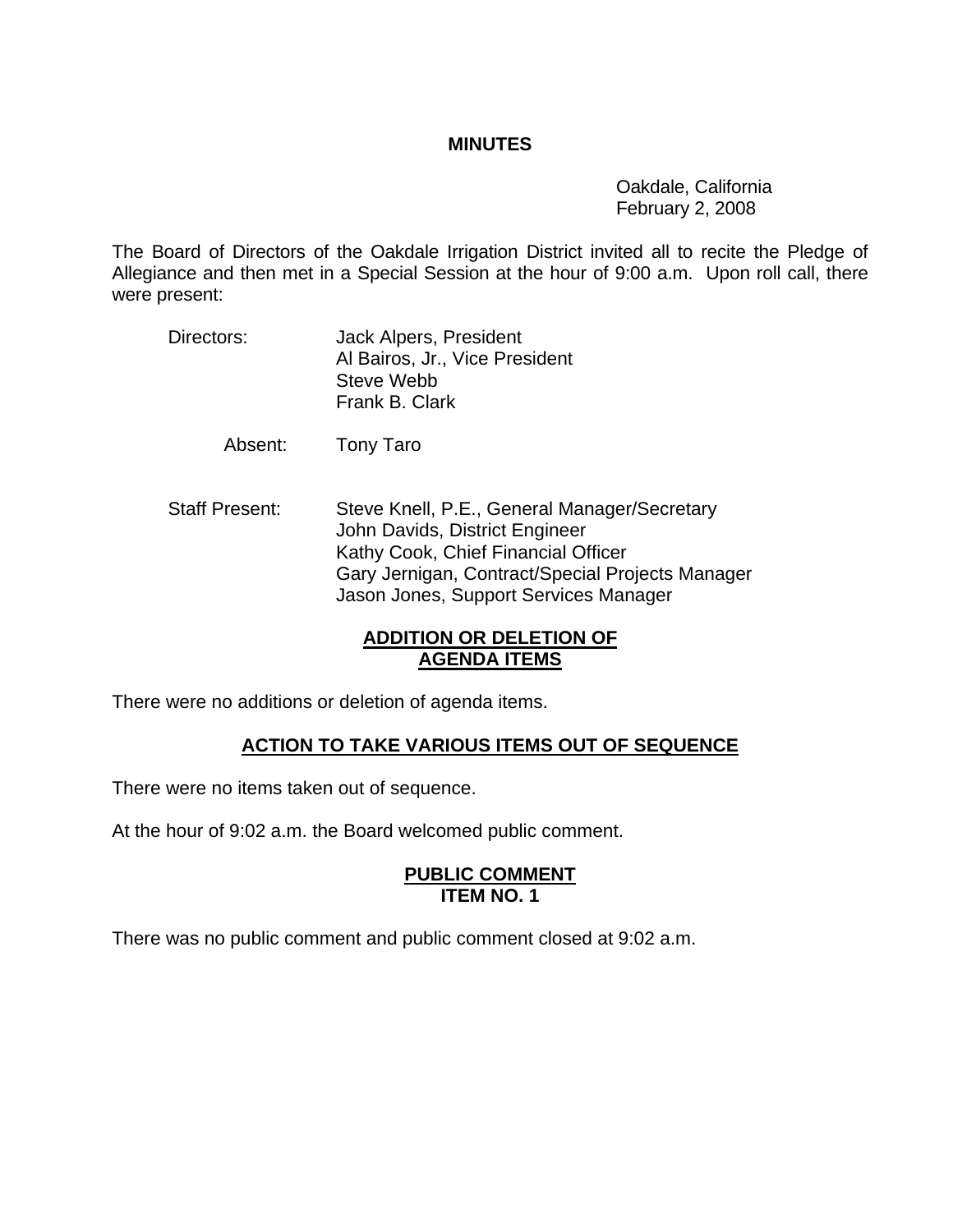# MINUTES

Oakdale, California
February 2, 2008

The Board of Directors of the Oakdale Irrigation District invited all to recite the Pledge of Allegiance and then met in a Special Session at the hour of 9:00 a.m. Upon roll call, there were present:

Directors: Jack Alpers, President
Al Bairos, Jr., Vice President
Steve Webb
Frank B. Clark

Absent: Tony Taro

Staff Present: Steve Knell, P.E., General Manager/Secretary
John Davids, District Engineer
Kathy Cook, Chief Financial Officer
Gary Jernigan, Contract/Special Projects Manager
Jason Jones, Support Services Manager

## ADDITION OR DELETION OF AGENDA ITEMS

There were no additions or deletion of agenda items.

## ACTION TO TAKE VARIOUS ITEMS OUT OF SEQUENCE

There were no items taken out of sequence.

At the hour of 9:02 a.m. the Board welcomed public comment.

## PUBLIC COMMENT ITEM NO. 1

There was no public comment and public comment closed at 9:02 a.m.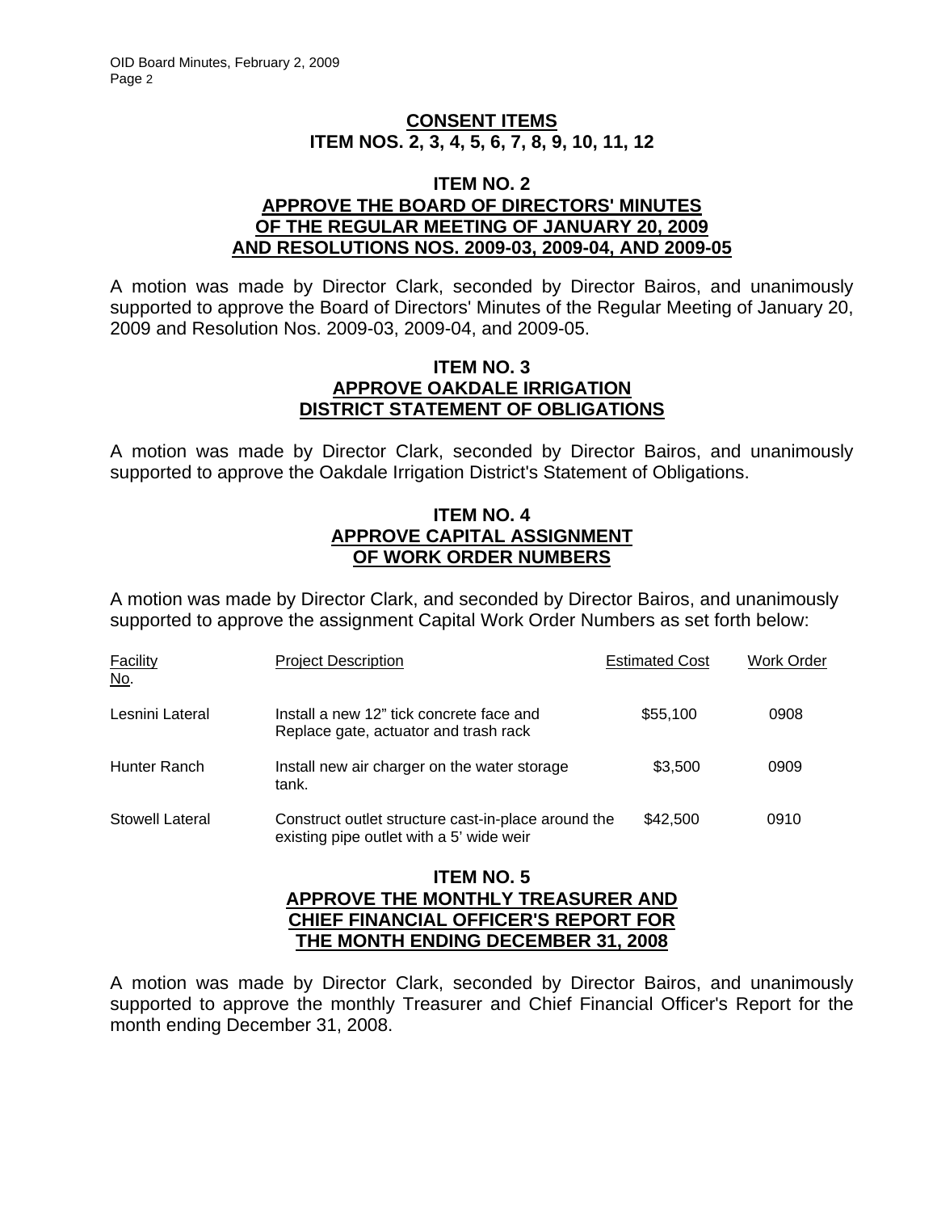## CONSENT ITEMS
## ITEM NOS. 2, 3, 4, 5, 6, 7, 8, 9, 10, 11, 12

### ITEM NO. 2
### APPROVE THE BOARD OF DIRECTORS' MINUTES OF THE REGULAR MEETING OF JANUARY 20, 2009 AND RESOLUTIONS NOS. 2009-03, 2009-04, AND 2009-05

A motion was made by Director Clark, seconded by Director Bairos, and unanimously supported to approve the Board of Directors' Minutes of the Regular Meeting of January 20, 2009 and Resolution Nos. 2009-03, 2009-04, and 2009-05.

### ITEM NO. 3
### APPROVE OAKDALE IRRIGATION DISTRICT STATEMENT OF OBLIGATIONS

A motion was made by Director Clark, seconded by Director Bairos, and unanimously supported to approve the Oakdale Irrigation District's Statement of Obligations.

### ITEM NO. 4
### APPROVE CAPITAL ASSIGNMENT OF WORK ORDER NUMBERS

A motion was made by Director Clark, and seconded by Director Bairos, and unanimously supported to approve the assignment Capital Work Order Numbers as set forth below:

| Facility No. | Project Description | Estimated Cost | Work Order |
|---|---|---|---|
| Lesnini Lateral | Install a new 12" tick concrete face and Replace gate, actuator and trash rack | $55,100 | 0908 |
| Hunter Ranch | Install new air charger on the water storage tank. | $3,500 | 0909 |
| Stowell Lateral | Construct outlet structure cast-in-place around the existing pipe outlet with a 5' wide weir | $42,500 | 0910 |

### ITEM NO. 5
### APPROVE THE MONTHLY TREASURER AND CHIEF FINANCIAL OFFICER'S REPORT FOR THE MONTH ENDING DECEMBER 31, 2008

A motion was made by Director Clark, seconded by Director Bairos, and unanimously supported to approve the monthly Treasurer and Chief Financial Officer's Report for the month ending December 31, 2008.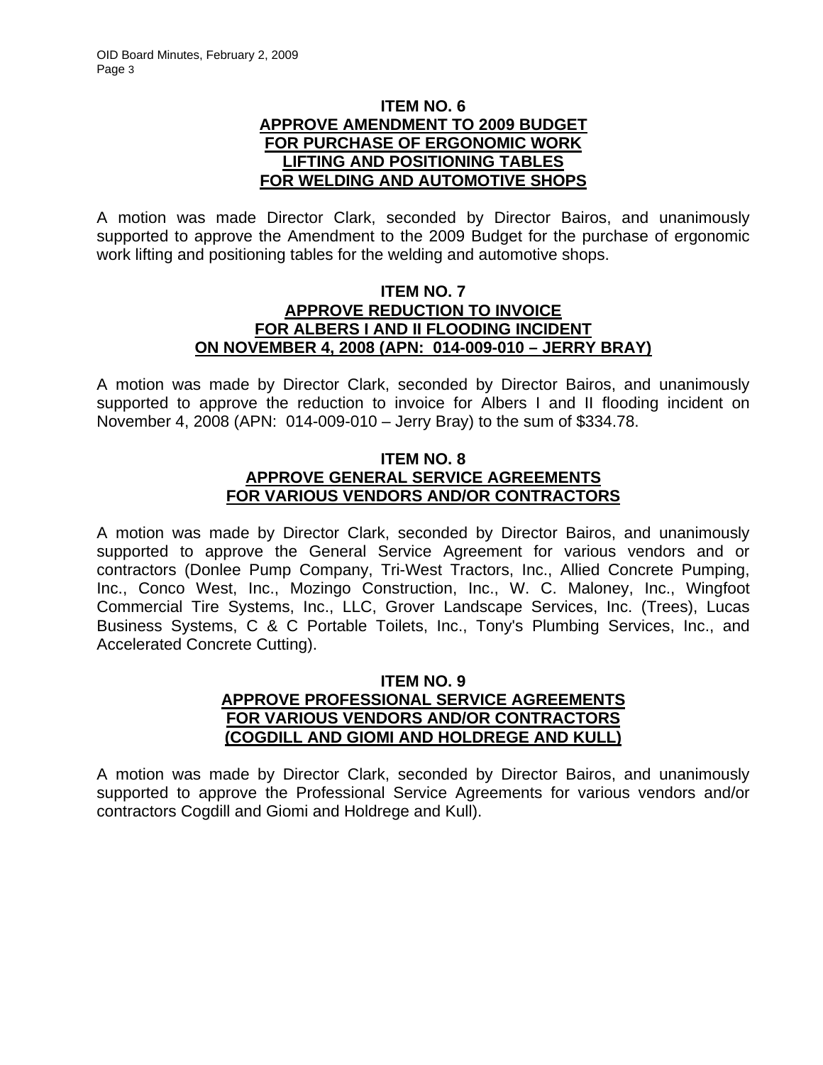## ITEM NO. 6
## APPROVE AMENDMENT TO 2009 BUDGET FOR PURCHASE OF ERGONOMIC WORK LIFTING AND POSITIONING TABLES FOR WELDING AND AUTOMOTIVE SHOPS

A motion was made Director Clark, seconded by Director Bairos, and unanimously supported to approve the Amendment to the 2009 Budget for the purchase of ergonomic work lifting and positioning tables for the welding and automotive shops.

## ITEM NO. 7
## APPROVE REDUCTION TO INVOICE FOR ALBERS I AND II FLOODING INCIDENT ON NOVEMBER 4, 2008 (APN: 014-009-010 – JERRY BRAY)

A motion was made by Director Clark, seconded by Director Bairos, and unanimously supported to approve the reduction to invoice for Albers I and II flooding incident on November 4, 2008 (APN: 014-009-010 – Jerry Bray) to the sum of $334.78.

## ITEM NO. 8
## APPROVE GENERAL SERVICE AGREEMENTS FOR VARIOUS VENDORS AND/OR CONTRACTORS

A motion was made by Director Clark, seconded by Director Bairos, and unanimously supported to approve the General Service Agreement for various vendors and or contractors (Donlee Pump Company, Tri-West Tractors, Inc., Allied Concrete Pumping, Inc., Conco West, Inc., Mozingo Construction, Inc., W. C. Maloney, Inc., Wingfoot Commercial Tire Systems, Inc., LLC, Grover Landscape Services, Inc. (Trees), Lucas Business Systems, C & C Portable Toilets, Inc., Tony's Plumbing Services, Inc., and Accelerated Concrete Cutting).

## ITEM NO. 9
## APPROVE PROFESSIONAL SERVICE AGREEMENTS FOR VARIOUS VENDORS AND/OR CONTRACTORS (COGDILL AND GIOMI AND HOLDREGE AND KULL)

A motion was made by Director Clark, seconded by Director Bairos, and unanimously supported to approve the Professional Service Agreements for various vendors and/or contractors Cogdill and Giomi and Holdrege and Kull).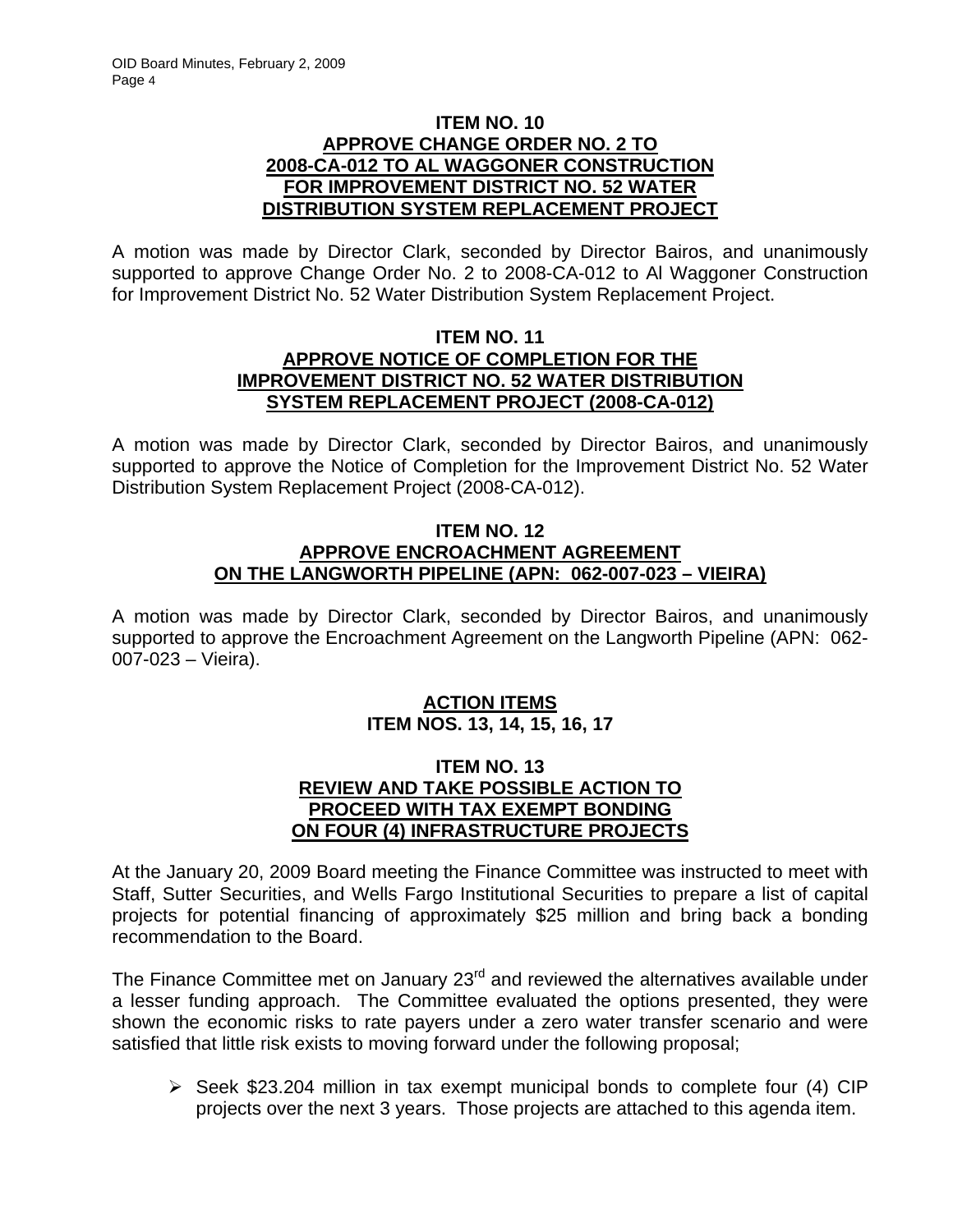**ITEM NO. 10**
**APPROVE CHANGE ORDER NO. 2 TO 2008-CA-012 TO AL WAGGONER CONSTRUCTION FOR IMPROVEMENT DISTRICT NO. 52 WATER DISTRIBUTION SYSTEM REPLACEMENT PROJECT**

A motion was made by Director Clark, seconded by Director Bairos, and unanimously supported to approve Change Order No. 2 to 2008-CA-012 to Al Waggoner Construction for Improvement District No. 52 Water Distribution System Replacement Project.

**ITEM NO. 11**
**APPROVE NOTICE OF COMPLETION FOR THE IMPROVEMENT DISTRICT NO. 52 WATER DISTRIBUTION SYSTEM REPLACEMENT PROJECT (2008-CA-012)**

A motion was made by Director Clark, seconded by Director Bairos, and unanimously supported to approve the Notice of Completion for the Improvement District No. 52 Water Distribution System Replacement Project (2008-CA-012).

**ITEM NO. 12**
**APPROVE ENCROACHMENT AGREEMENT ON THE LANGWORTH PIPELINE (APN: 062-007-023 – VIEIRA)**

A motion was made by Director Clark, seconded by Director Bairos, and unanimously supported to approve the Encroachment Agreement on the Langworth Pipeline (APN: 062-007-023 – Vieira).

**ACTION ITEMS**
**ITEM NOS. 13, 14, 15, 16, 17**

**ITEM NO. 13**
**REVIEW AND TAKE POSSIBLE ACTION TO PROCEED WITH TAX EXEMPT BONDING ON FOUR (4) INFRASTRUCTURE PROJECTS**

At the January 20, 2009 Board meeting the Finance Committee was instructed to meet with Staff, Sutter Securities, and Wells Fargo Institutional Securities to prepare a list of capital projects for potential financing of approximately $25 million and bring back a bonding recommendation to the Board.

The Finance Committee met on January 23rd and reviewed the alternatives available under a lesser funding approach. The Committee evaluated the options presented, they were shown the economic risks to rate payers under a zero water transfer scenario and were satisfied that little risk exists to moving forward under the following proposal;

- Seek $23.204 million in tax exempt municipal bonds to complete four (4) CIP projects over the next 3 years. Those projects are attached to this agenda item.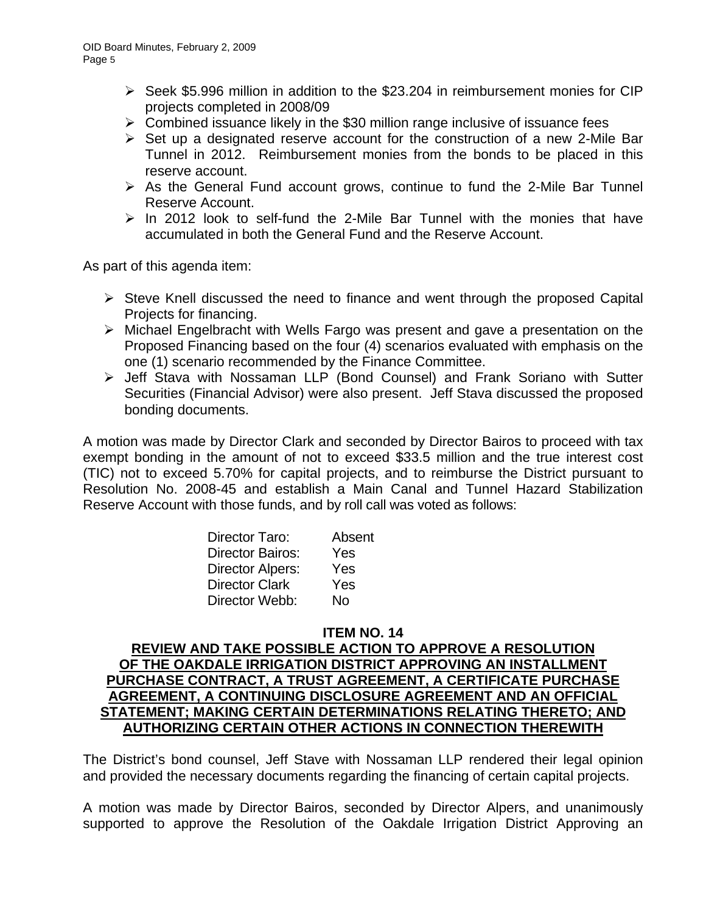- Seek \$5.996 million in addition to the \$23.204 in reimbursement monies for CIP projects completed in 2008/09
- Combined issuance likely in the \$30 million range inclusive of issuance fees
- Set up a designated reserve account for the construction of a new 2-Mile Bar Tunnel in 2012. Reimbursement monies from the bonds to be placed in this reserve account.
- As the General Fund account grows, continue to fund the 2-Mile Bar Tunnel Reserve Account.
- In 2012 look to self-fund the 2-Mile Bar Tunnel with the monies that have accumulated in both the General Fund and the Reserve Account.

As part of this agenda item:

- Steve Knell discussed the need to finance and went through the proposed Capital Projects for financing.
- Michael Engelbracht with Wells Fargo was present and gave a presentation on the Proposed Financing based on the four (4) scenarios evaluated with emphasis on the one (1) scenario recommended by the Finance Committee.
- Jeff Stava with Nossaman LLP (Bond Counsel) and Frank Soriano with Sutter Securities (Financial Advisor) were also present. Jeff Stava discussed the proposed bonding documents.

A motion was made by Director Clark and seconded by Director Bairos to proceed with tax exempt bonding in the amount of not to exceed \$33.5 million and the true interest cost (TIC) not to exceed 5.70% for capital projects, and to reimburse the District pursuant to Resolution No. 2008-45 and establish a Main Canal and Tunnel Hazard Stabilization Reserve Account with those funds, and by roll call was voted as follows:

| | |
|---|---|
| Director Taro: | Absent |
| Director Bairos: | Yes |
| Director Alpers: | Yes |
| Director Clark | Yes |
| Director Webb: | No |

**ITEM NO. 14**

**REVIEW AND TAKE POSSIBLE ACTION TO APPROVE A RESOLUTION OF THE OAKDALE IRRIGATION DISTRICT APPROVING AN INSTALLMENT PURCHASE CONTRACT, A TRUST AGREEMENT, A CERTIFICATE PURCHASE AGREEMENT, A CONTINUING DISCLOSURE AGREEMENT AND AN OFFICIAL STATEMENT; MAKING CERTAIN DETERMINATIONS RELATING THERETO; AND AUTHORIZING CERTAIN OTHER ACTIONS IN CONNECTION THEREWITH**

The District's bond counsel, Jeff Stave with Nossaman LLP rendered their legal opinion and provided the necessary documents regarding the financing of certain capital projects.

A motion was made by Director Bairos, seconded by Director Alpers, and unanimously supported to approve the Resolution of the Oakdale Irrigation District Approving an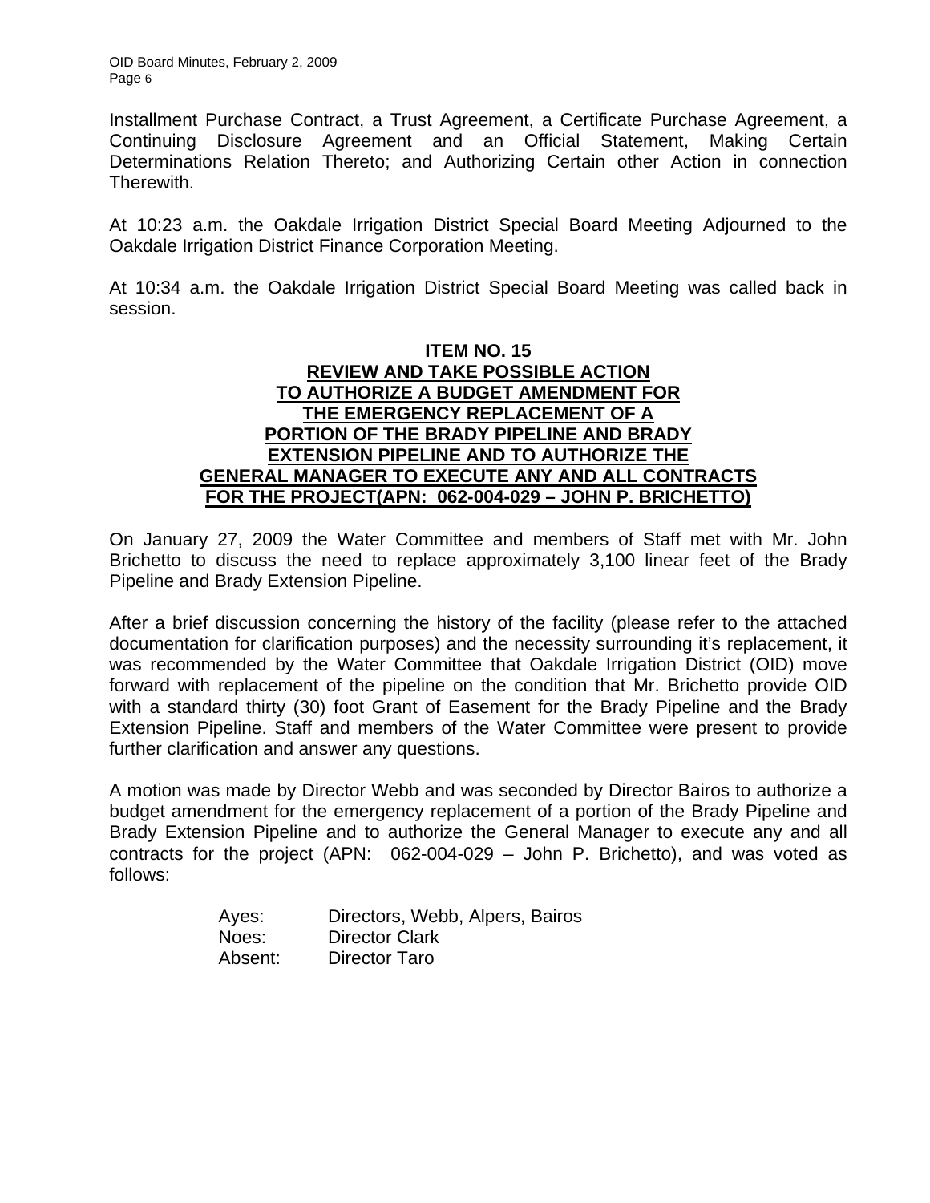Installment Purchase Contract, a Trust Agreement, a Certificate Purchase Agreement, a Continuing Disclosure Agreement and an Official Statement, Making Certain Determinations Relation Thereto; and Authorizing Certain other Action in connection Therewith.

At 10:23 a.m. the Oakdale Irrigation District Special Board Meeting Adjourned to the Oakdale Irrigation District Finance Corporation Meeting.

At 10:34 a.m. the Oakdale Irrigation District Special Board Meeting was called back in session.

**ITEM NO. 15**
**REVIEW AND TAKE POSSIBLE ACTION TO AUTHORIZE A BUDGET AMENDMENT FOR THE EMERGENCY REPLACEMENT OF A PORTION OF THE BRADY PIPELINE AND BRADY EXTENSION PIPELINE AND TO AUTHORIZE THE GENERAL MANAGER TO EXECUTE ANY AND ALL CONTRACTS FOR THE PROJECT(APN: 062-004-029 – JOHN P. BRICHETTO)**

On January 27, 2009 the Water Committee and members of Staff met with Mr. John Brichetto to discuss the need to replace approximately 3,100 linear feet of the Brady Pipeline and Brady Extension Pipeline.

After a brief discussion concerning the history of the facility (please refer to the attached documentation for clarification purposes) and the necessity surrounding it's replacement, it was recommended by the Water Committee that Oakdale Irrigation District (OID) move forward with replacement of the pipeline on the condition that Mr. Brichetto provide OID with a standard thirty (30) foot Grant of Easement for the Brady Pipeline and the Brady Extension Pipeline. Staff and members of the Water Committee were present to provide further clarification and answer any questions.

A motion was made by Director Webb and was seconded by Director Bairos to authorize a budget amendment for the emergency replacement of a portion of the Brady Pipeline and Brady Extension Pipeline and to authorize the General Manager to execute any and all contracts for the project (APN: 062-004-029 – John P. Brichetto), and was voted as follows:

Ayes: Directors, Webb, Alpers, Bairos
Noes: Director Clark
Absent: Director Taro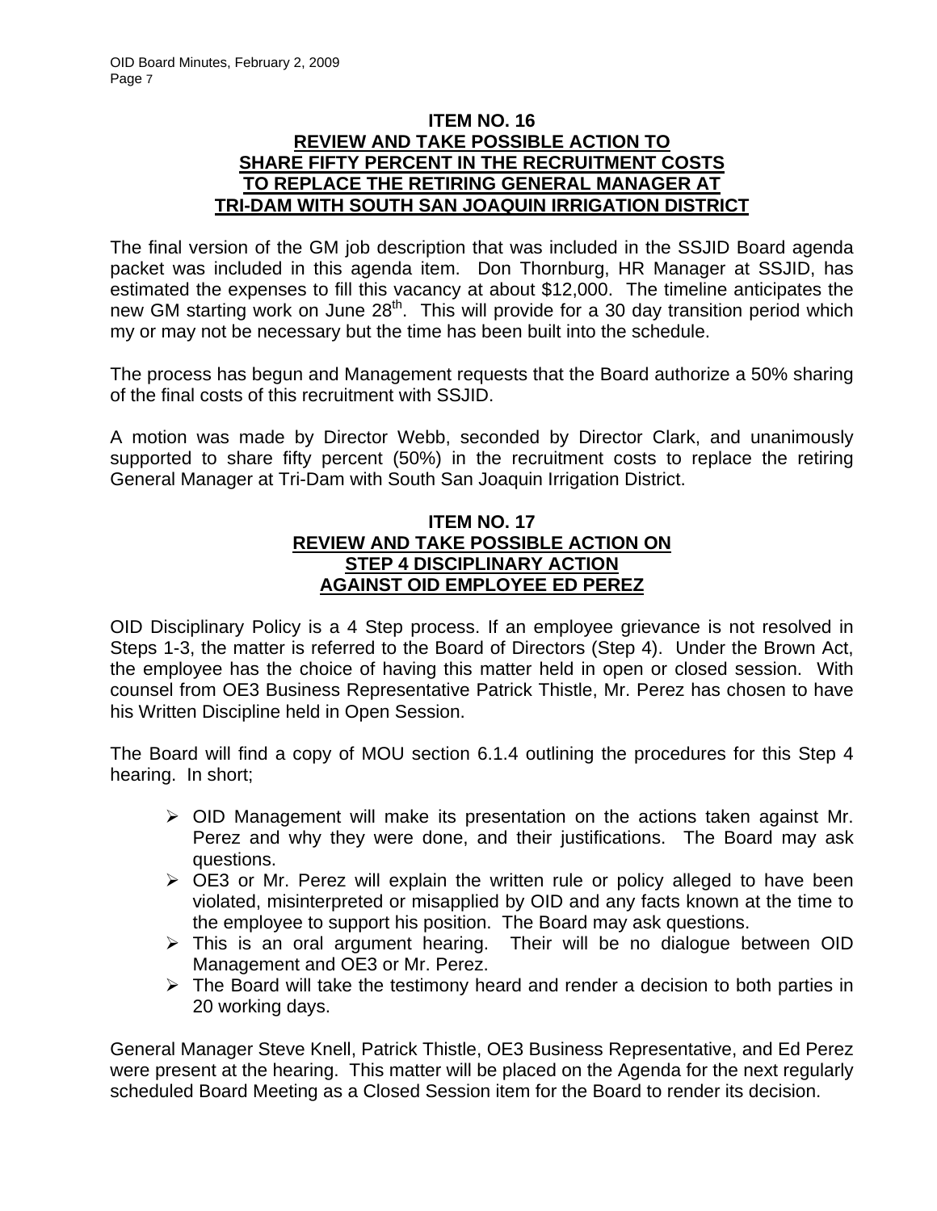**ITEM NO. 16**
**REVIEW AND TAKE POSSIBLE ACTION TO SHARE FIFTY PERCENT IN THE RECRUITMENT COSTS TO REPLACE THE RETIRING GENERAL MANAGER AT TRI-DAM WITH SOUTH SAN JOAQUIN IRRIGATION DISTRICT**

The final version of the GM job description that was included in the SSJID Board agenda packet was included in this agenda item. Don Thornburg, HR Manager at SSJID, has estimated the expenses to fill this vacancy at about $12,000. The timeline anticipates the new GM starting work on June 28th. This will provide for a 30 day transition period which my or may not be necessary but the time has been built into the schedule.

The process has begun and Management requests that the Board authorize a 50% sharing of the final costs of this recruitment with SSJID.

A motion was made by Director Webb, seconded by Director Clark, and unanimously supported to share fifty percent (50%) in the recruitment costs to replace the retiring General Manager at Tri-Dam with South San Joaquin Irrigation District.

**ITEM NO. 17**
**REVIEW AND TAKE POSSIBLE ACTION ON STEP 4 DISCIPLINARY ACTION AGAINST OID EMPLOYEE ED PEREZ**

OID Disciplinary Policy is a 4 Step process. If an employee grievance is not resolved in Steps 1-3, the matter is referred to the Board of Directors (Step 4). Under the Brown Act, the employee has the choice of having this matter held in open or closed session. With counsel from OE3 Business Representative Patrick Thistle, Mr. Perez has chosen to have his Written Discipline held in Open Session.

The Board will find a copy of MOU section 6.1.4 outlining the procedures for this Step 4 hearing. In short;

- OID Management will make its presentation on the actions taken against Mr. Perez and why they were done, and their justifications. The Board may ask questions.
- OE3 or Mr. Perez will explain the written rule or policy alleged to have been violated, misinterpreted or misapplied by OID and any facts known at the time to the employee to support his position. The Board may ask questions.
- This is an oral argument hearing. Their will be no dialogue between OID Management and OE3 or Mr. Perez.
- The Board will take the testimony heard and render a decision to both parties in 20 working days.

General Manager Steve Knell, Patrick Thistle, OE3 Business Representative, and Ed Perez were present at the hearing. This matter will be placed on the Agenda for the next regularly scheduled Board Meeting as a Closed Session item for the Board to render its decision.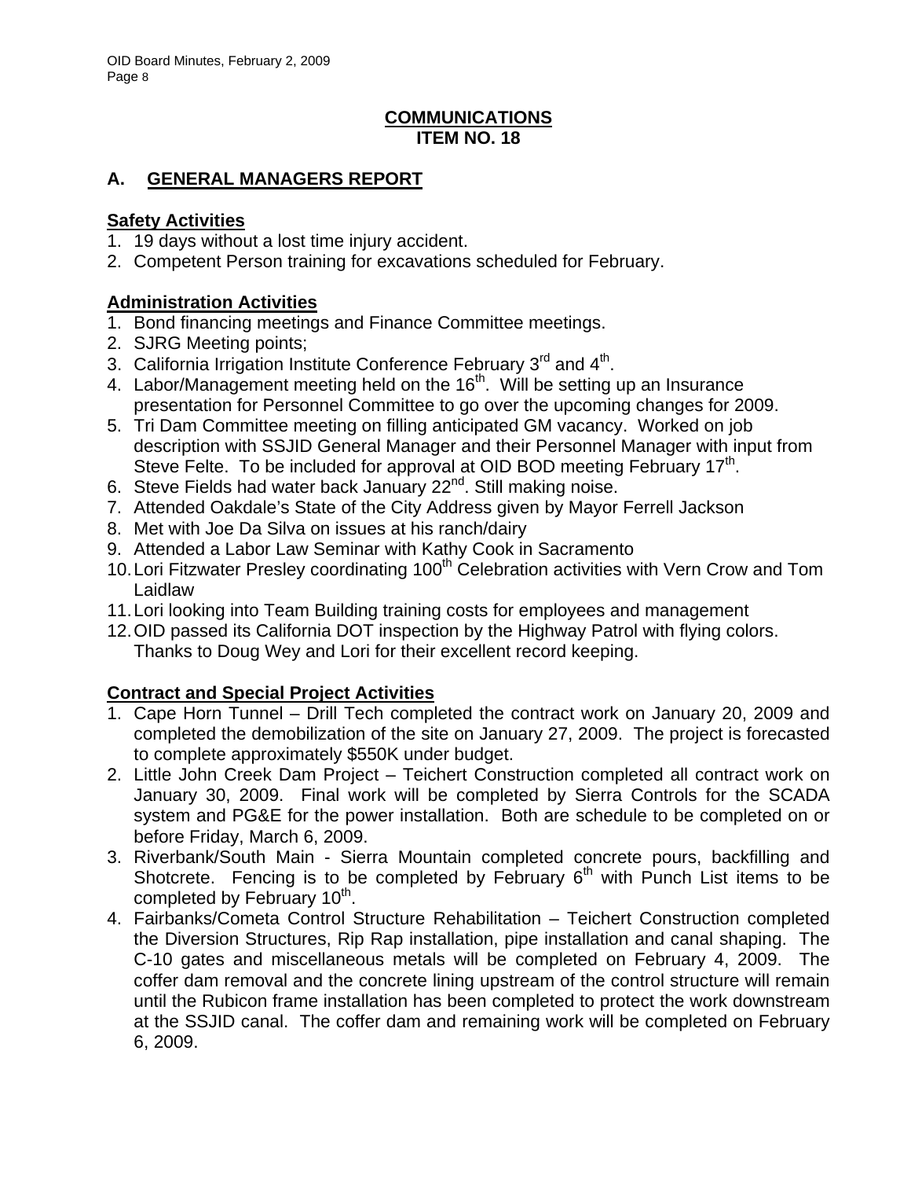**COMMUNICATIONS**
**ITEM NO. 18**

## A. GENERAL MANAGERS REPORT

### Safety Activities

1. 19 days without a lost time injury accident.
2. Competent Person training for excavations scheduled for February.

### Administration Activities

1. Bond financing meetings and Finance Committee meetings.
2. SJRG Meeting points;
3. California Irrigation Institute Conference February 3rd and 4th.
4. Labor/Management meeting held on the 16th. Will be setting up an Insurance presentation for Personnel Committee to go over the upcoming changes for 2009.
5. Tri Dam Committee meeting on filling anticipated GM vacancy. Worked on job description with SSJID General Manager and their Personnel Manager with input from Steve Felte. To be included for approval at OID BOD meeting February 17th.
6. Steve Fields had water back January 22nd. Still making noise.
7. Attended Oakdale's State of the City Address given by Mayor Ferrell Jackson
8. Met with Joe Da Silva on issues at his ranch/dairy
9. Attended a Labor Law Seminar with Kathy Cook in Sacramento
10. Lori Fitzwater Presley coordinating 100th Celebration activities with Vern Crow and Tom Laidlaw
11. Lori looking into Team Building training costs for employees and management
12. OID passed its California DOT inspection by the Highway Patrol with flying colors. Thanks to Doug Wey and Lori for their excellent record keeping.

### Contract and Special Project Activities

1. Cape Horn Tunnel – Drill Tech completed the contract work on January 20, 2009 and completed the demobilization of the site on January 27, 2009. The project is forecasted to complete approximately $550K under budget.
2. Little John Creek Dam Project – Teichert Construction completed all contract work on January 30, 2009. Final work will be completed by Sierra Controls for the SCADA system and PG&E for the power installation. Both are schedule to be completed on or before Friday, March 6, 2009.
3. Riverbank/South Main - Sierra Mountain completed concrete pours, backfilling and Shotcrete. Fencing is to be completed by February 6th with Punch List items to be completed by February 10th.
4. Fairbanks/Cometa Control Structure Rehabilitation – Teichert Construction completed the Diversion Structures, Rip Rap installation, pipe installation and canal shaping. The C-10 gates and miscellaneous metals will be completed on February 4, 2009. The coffer dam removal and the concrete lining upstream of the control structure will remain until the Rubicon frame installation has been completed to protect the work downstream at the SSJID canal. The coffer dam and remaining work will be completed on February 6, 2009.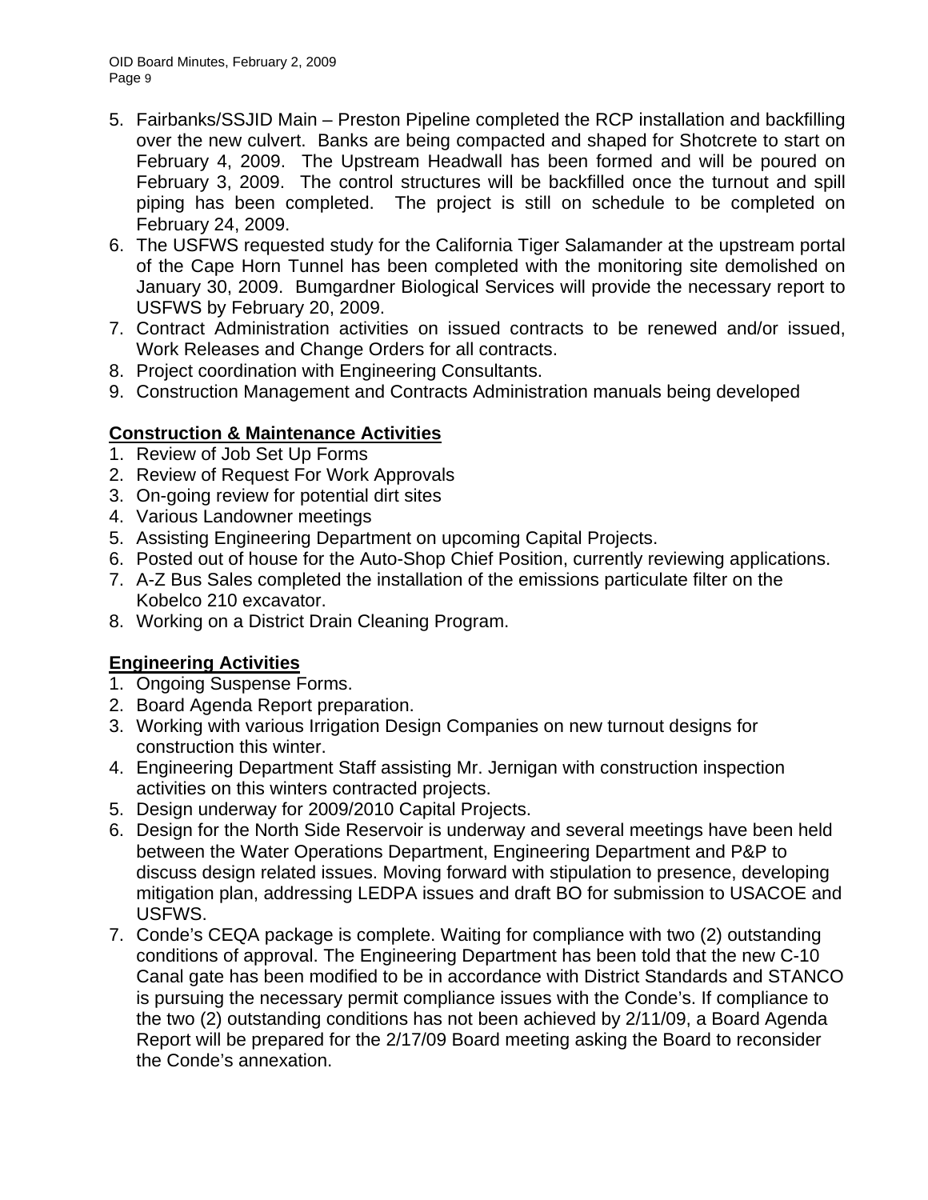5. Fairbanks/SSJID Main – Preston Pipeline completed the RCP installation and backfilling over the new culvert. Banks are being compacted and shaped for Shotcrete to start on February 4, 2009. The Upstream Headwall has been formed and will be poured on February 3, 2009. The control structures will be backfilled once the turnout and spill piping has been completed. The project is still on schedule to be completed on February 24, 2009.
6. The USFWS requested study for the California Tiger Salamander at the upstream portal of the Cape Horn Tunnel has been completed with the monitoring site demolished on January 30, 2009. Bumgardner Biological Services will provide the necessary report to USFWS by February 20, 2009.
7. Contract Administration activities on issued contracts to be renewed and/or issued, Work Releases and Change Orders for all contracts.
8. Project coordination with Engineering Consultants.
9. Construction Management and Contracts Administration manuals being developed

**<u>Construction & Maintenance Activities</u>**

1. Review of Job Set Up Forms
2. Review of Request For Work Approvals
3. On-going review for potential dirt sites
4. Various Landowner meetings
5. Assisting Engineering Department on upcoming Capital Projects.
6. Posted out of house for the Auto-Shop Chief Position, currently reviewing applications.
7. A-Z Bus Sales completed the installation of the emissions particulate filter on the Kobelco 210 excavator.
8. Working on a District Drain Cleaning Program.

**<u>Engineering Activities</u>**

1. Ongoing Suspense Forms.
2. Board Agenda Report preparation.
3. Working with various Irrigation Design Companies on new turnout designs for construction this winter.
4. Engineering Department Staff assisting Mr. Jernigan with construction inspection activities on this winters contracted projects.
5. Design underway for 2009/2010 Capital Projects.
6. Design for the North Side Reservoir is underway and several meetings have been held between the Water Operations Department, Engineering Department and P&P to discuss design related issues. Moving forward with stipulation to presence, developing mitigation plan, addressing LEDPA issues and draft BO for submission to USACOE and USFWS.
7. Conde's CEQA package is complete. Waiting for compliance with two (2) outstanding conditions of approval. The Engineering Department has been told that the new C-10 Canal gate has been modified to be in accordance with District Standards and STANCO is pursuing the necessary permit compliance issues with the Conde's. If compliance to the two (2) outstanding conditions has not been achieved by 2/11/09, a Board Agenda Report will be prepared for the 2/17/09 Board meeting asking the Board to reconsider the Conde's annexation.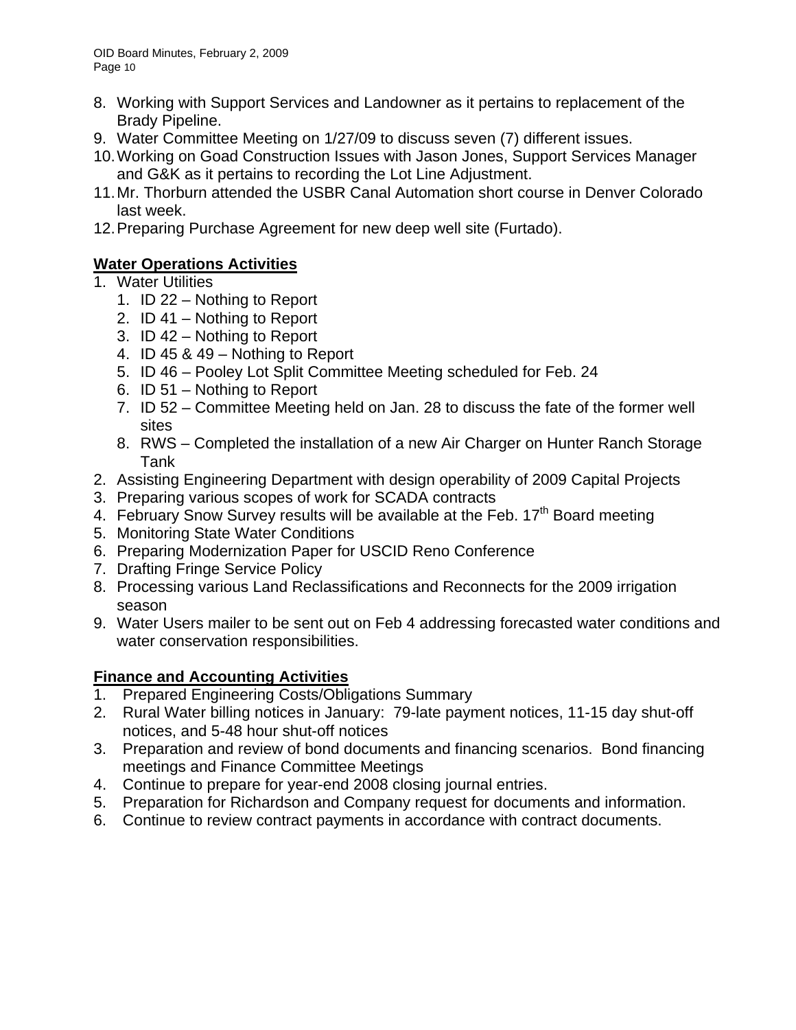8. Working with Support Services and Landowner as it pertains to replacement of the Brady Pipeline.
9. Water Committee Meeting on 1/27/09 to discuss seven (7) different issues.
10. Working on Goad Construction Issues with Jason Jones, Support Services Manager and G&K as it pertains to recording the Lot Line Adjustment.
11. Mr. Thorburn attended the USBR Canal Automation short course in Denver Colorado last week.
12. Preparing Purchase Agreement for new deep well site (Furtado).

**Water Operations Activities**

1. Water Utilities
    1. ID 22 – Nothing to Report
    2. ID 41 – Nothing to Report
    3. ID 42 – Nothing to Report
    4. ID 45 & 49 – Nothing to Report
    5. ID 46 – Pooley Lot Split Committee Meeting scheduled for Feb. 24
    6. ID 51 – Nothing to Report
    7. ID 52 – Committee Meeting held on Jan. 28 to discuss the fate of the former well sites
    8. RWS – Completed the installation of a new Air Charger on Hunter Ranch Storage Tank
2. Assisting Engineering Department with design operability of 2009 Capital Projects
3. Preparing various scopes of work for SCADA contracts
4. February Snow Survey results will be available at the Feb. 17th Board meeting
5. Monitoring State Water Conditions
6. Preparing Modernization Paper for USCID Reno Conference
7. Drafting Fringe Service Policy
8. Processing various Land Reclassifications and Reconnects for the 2009 irrigation season
9. Water Users mailer to be sent out on Feb 4 addressing forecasted water conditions and water conservation responsibilities.

**Finance and Accounting Activities**

1. Prepared Engineering Costs/Obligations Summary
2. Rural Water billing notices in January: 79-late payment notices, 11-15 day shut-off notices, and 5-48 hour shut-off notices
3. Preparation and review of bond documents and financing scenarios. Bond financing meetings and Finance Committee Meetings
4. Continue to prepare for year-end 2008 closing journal entries.
5. Preparation for Richardson and Company request for documents and information.
6. Continue to review contract payments in accordance with contract documents.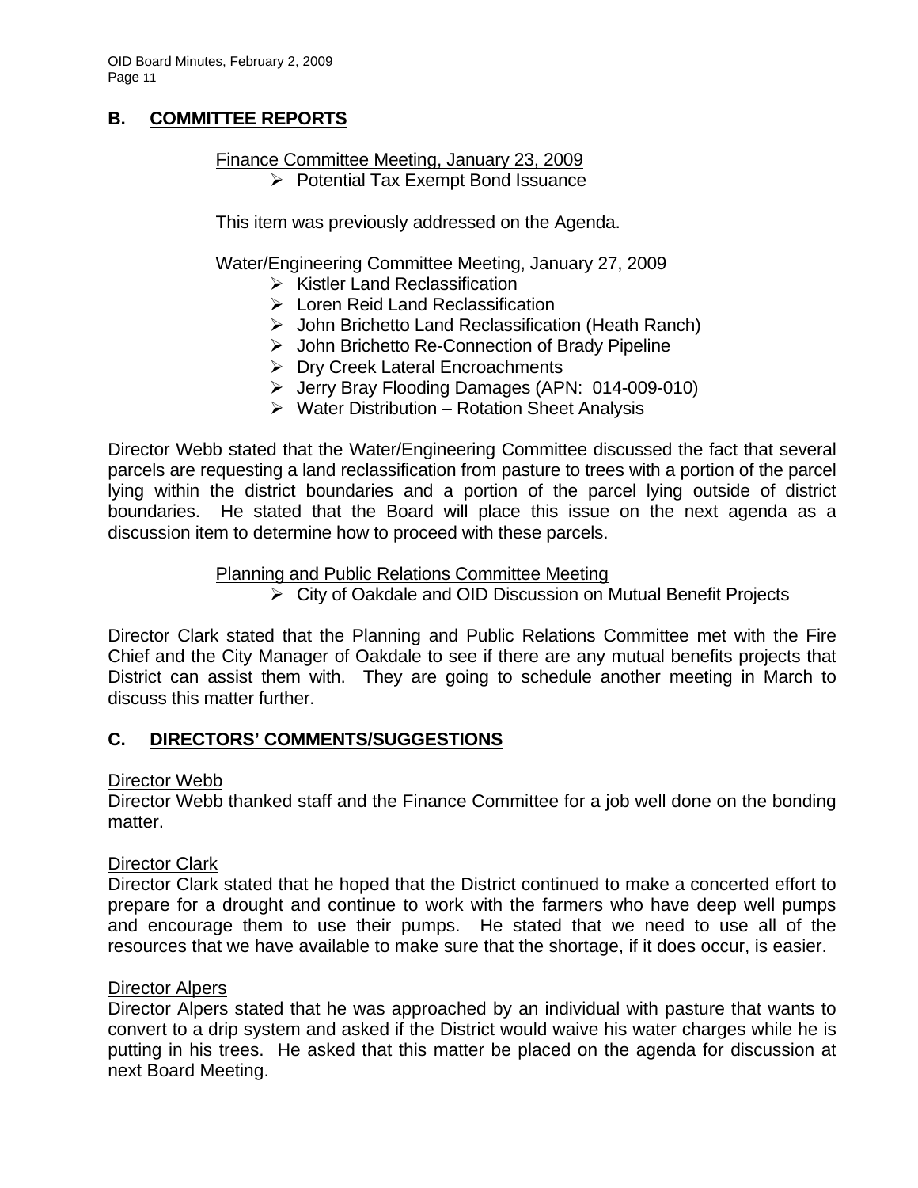## B. COMMITTEE REPORTS

Finance Committee Meeting, January 23, 2009

- Potential Tax Exempt Bond Issuance

This item was previously addressed on the Agenda.

Water/Engineering Committee Meeting, January 27, 2009

- Kistler Land Reclassification
- Loren Reid Land Reclassification
- John Brichetto Land Reclassification (Heath Ranch)
- John Brichetto Re-Connection of Brady Pipeline
- Dry Creek Lateral Encroachments
- Jerry Bray Flooding Damages (APN: 014-009-010)
- Water Distribution – Rotation Sheet Analysis

Director Webb stated that the Water/Engineering Committee discussed the fact that several parcels are requesting a land reclassification from pasture to trees with a portion of the parcel lying within the district boundaries and a portion of the parcel lying outside of district boundaries. He stated that the Board will place this issue on the next agenda as a discussion item to determine how to proceed with these parcels.

Planning and Public Relations Committee Meeting

- City of Oakdale and OID Discussion on Mutual Benefit Projects

Director Clark stated that the Planning and Public Relations Committee met with the Fire Chief and the City Manager of Oakdale to see if there are any mutual benefits projects that District can assist them with. They are going to schedule another meeting in March to discuss this matter further.

## C. DIRECTORS' COMMENTS/SUGGESTIONS

Director Webb

Director Webb thanked staff and the Finance Committee for a job well done on the bonding matter.

Director Clark

Director Clark stated that he hoped that the District continued to make a concerted effort to prepare for a drought and continue to work with the farmers who have deep well pumps and encourage them to use their pumps. He stated that we need to use all of the resources that we have available to make sure that the shortage, if it does occur, is easier.

Director Alpers

Director Alpers stated that he was approached by an individual with pasture that wants to convert to a drip system and asked if the District would waive his water charges while he is putting in his trees. He asked that this matter be placed on the agenda for discussion at next Board Meeting.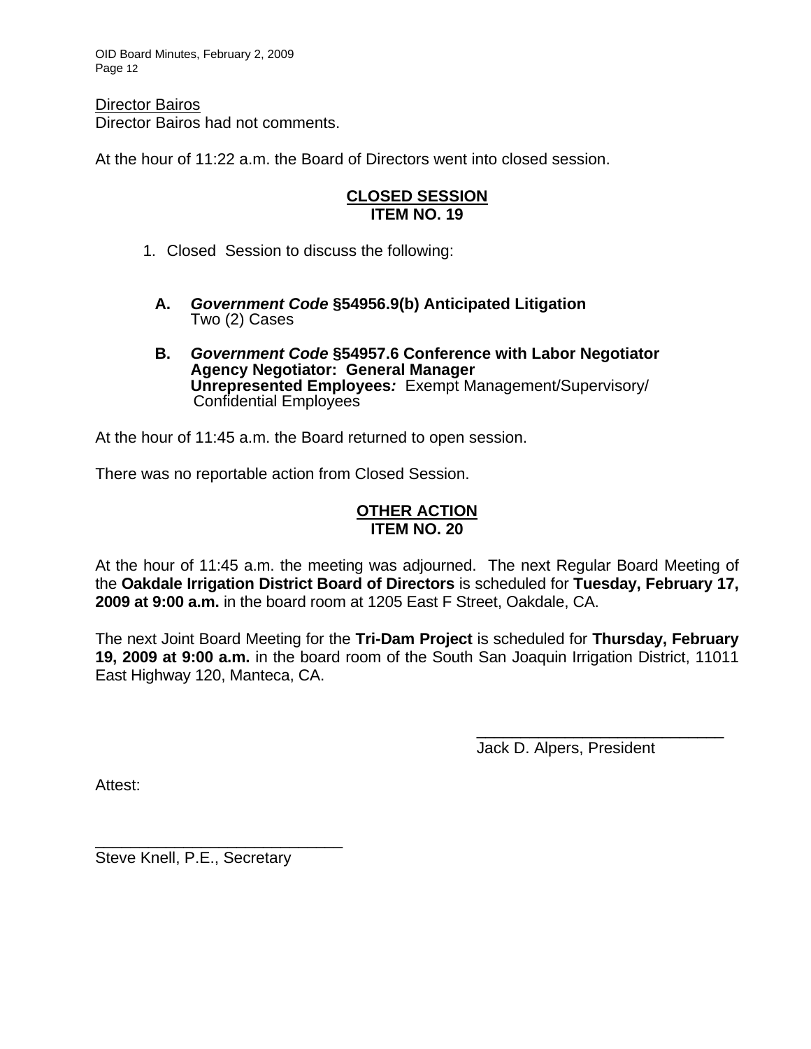Director Bairos

Director Bairos had not comments.

At the hour of 11:22 a.m. the Board of Directors went into closed session.

## CLOSED SESSION
## ITEM NO. 19

1. Closed Session to discuss the following:

   **A.** ***Government Code*** **§54956.9(b) Anticipated Litigation**
   Two (2) Cases

   **B.** ***Government Code*** **§54957.6 Conference with Labor Negotiator**
   **Agency Negotiator: General Manager**
   **Unrepresented Employees*:*** Exempt Management/Supervisory/ Confidential Employees

At the hour of 11:45 a.m. the Board returned to open session.

There was no reportable action from Closed Session.

## OTHER ACTION
## ITEM NO. 20

At the hour of 11:45 a.m. the meeting was adjourned. The next Regular Board Meeting of the **Oakdale Irrigation District Board of Directors** is scheduled for **Tuesday, February 17, 2009 at 9:00 a.m.** in the board room at 1205 East F Street, Oakdale, CA.

The next Joint Board Meeting for the **Tri-Dam Project** is scheduled for **Thursday, February 19, 2009 at 9:00 a.m.** in the board room of the South San Joaquin Irrigation District, 11011 East Highway 120, Manteca, CA.

\_\_\_\_\_\_\_\_\_\_\_\_\_\_\_\_\_\_\_\_\_\_\_\_\_\_\_\_
Jack D. Alpers, President

Attest:

\_\_\_\_\_\_\_\_\_\_\_\_\_\_\_\_\_\_\_\_\_\_\_\_\_\_\_\_
Steve Knell, P.E., Secretary